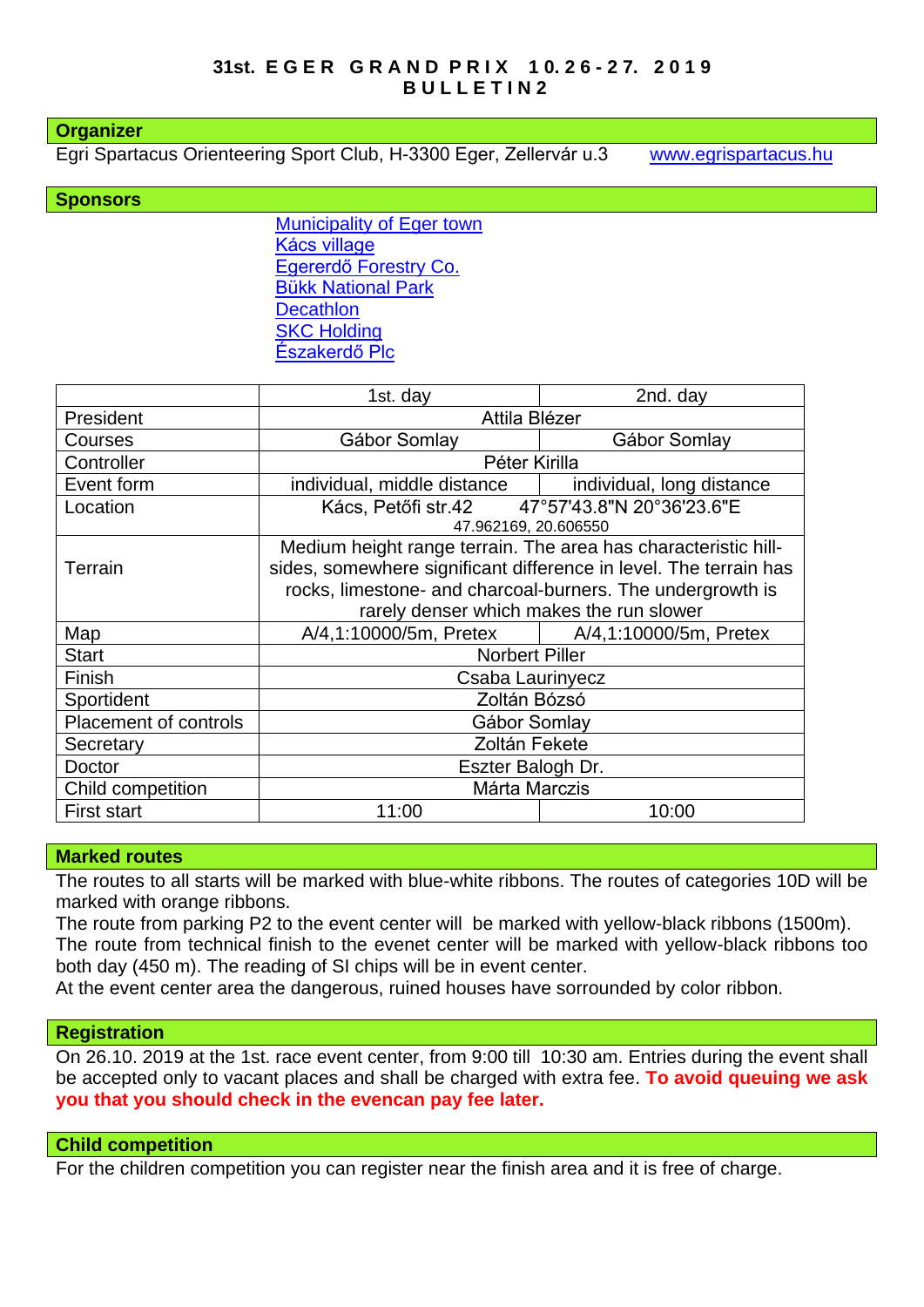# 31st. EGER GRAND PRIX 10.26-27. 2019
## BULLETIN 2

## Organizer

Egri Spartacus Orienteering Sport Club, H-3300 Eger, Zellervár u.3    www.egrispartacus.hu

## Sponsors

Municipality of Eger town
Kács village
Egererdő Forestry Co.
Bükk National Park
Decathlon
SKC Holding
Északerdő Plc

| | 1st. day | 2nd. day |
|---|---|---|
| President | Attila Blézer | |
| Courses | Gábor Somlay | Gábor Somlay |
| Controller | Péter Kirilla | |
| Event form | individual, middle distance | individual, long distance |
| Location | Kács, Petőfi str.42    47°57'43.8"N 20°36'23.6"E 47.962169, 20.606550 | |
| Terrain | Medium height range terrain. The area has characteristic hill-sides, somewhere significant difference in level. The terrain has rocks, limestone- and charcoal-burners. The undergrowth is rarely denser which makes the run slower | |
| Map | A/4,1:10000/5m, Pretex | A/4,1:10000/5m, Pretex |
| Start | Norbert Piller | |
| Finish | Csaba Laurinyecz | |
| Sportident | Zoltán Bózsó | |
| Placement of controls | Gábor Somlay | |
| Secretary | Zoltán Fekete | |
| Doctor | Eszter Balogh Dr. | |
| Child competition | Márta Marczis | |
| First start | 11:00 | 10:00 |

## Marked routes

The routes to all starts will be marked with blue-white ribbons. The routes of categories 10D will be marked with orange ribbons.
The route from parking P2 to the event center will be marked with yellow-black ribbons (1500m).
The route from technical finish to the evenet center will be marked with yellow-black ribbons too both day (450 m). The reading of SI chips will be in event center.
At the event center area the dangerous, ruined houses have sorrounded by color ribbon.

## Registration

On 26.10. 2019 at the 1st. race event center, from 9:00 till 10:30 am. Entries during the event shall be accepted only to vacant places and shall be charged with extra fee. **To avoid queuing we ask you that you should check in the evencan pay fee later.**

## Child competition

For the children competition you can register near the finish area and it is free of charge.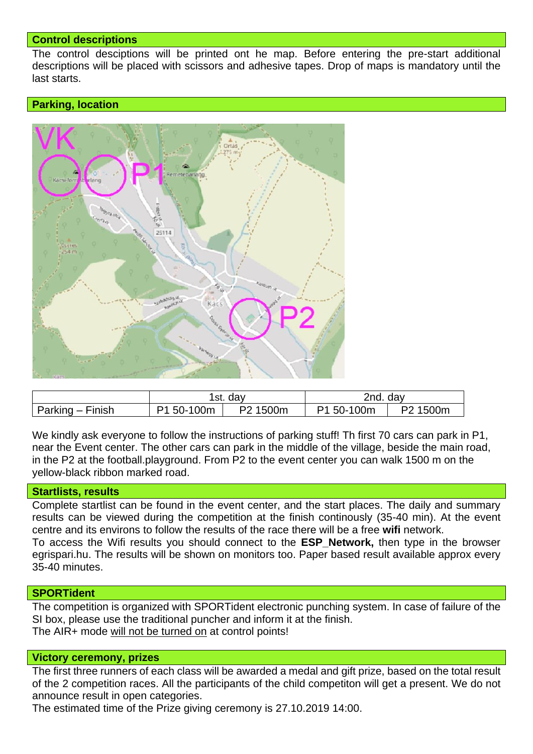## Control descriptions

The control desciptions will be printed ont he map. Before entering the pre-start additional descriptions will be placed with scissors and adhesive tapes. Drop of maps is mandatory until the last starts.

## Parking, location

| | 1st. day | | 2nd. day | |
|---|---|---|---|---|
| Parking – Finish | P1 50-100m | P2 1500m | P1 50-100m | P2 1500m |

We kindly ask everyone to follow the instructions of parking stuff! Th first 70 cars can park in P1, near the Event center. The other cars can park in the middle of the village, beside the main road, in the P2 at the football.playground. From P2 to the event center you can walk 1500 m on the yellow-black ribbon marked road.

## Startlists, results

Complete startlist can be found in the event center, and the start places. The daily and summary results can be viewed during the competition at the finish continously (35-40 min). At the event centre and its environs to follow the results of the race there will be a free **wifi** network.

To access the Wifi results you should connect to the **ESP_Network,** then type in the browser egrispari.hu. The results will be shown on monitors too. Paper based result available approx every 35-40 minutes.

## SPORTident

The competition is organized with SPORTident electronic punching system. In case of failure of the SI box, please use the traditional puncher and inform it at the finish.

The AIR+ mode will not be turned on at control points!

## Victory ceremony, prizes

The first three runners of each class will be awarded a medal and gift prize, based on the total result of the 2 competition races. All the participants of the child competiton will get a present. We do not announce result in open categories.

The estimated time of the Prize giving ceremony is 27.10.2019 14:00.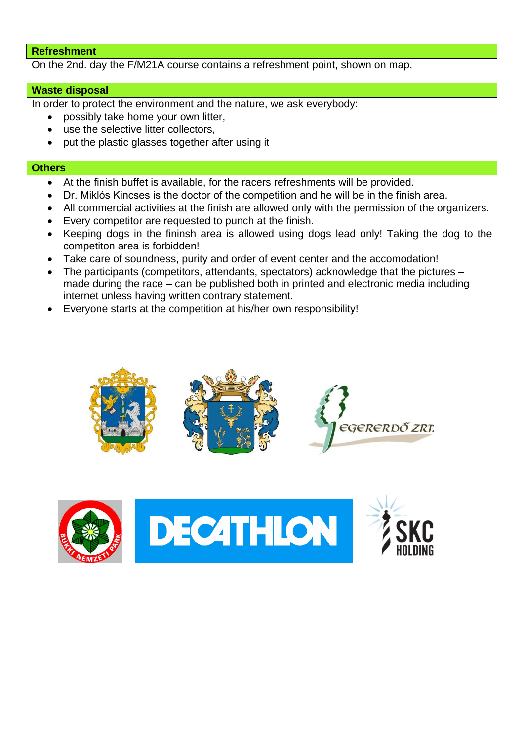## Refreshment

On the 2nd. day the F/M21A course contains a refreshment point, shown on map.

## Waste disposal

In order to protect the environment and the nature, we ask everybody:

- possibly take home your own litter,
- use the selective litter collectors,
- put the plastic glasses together after using it

## Others

- At the finish buffet is available, for the racers refreshments will be provided.
- Dr. Miklós Kincses is the doctor of the competition and he will be in the finish area.
- All commercial activities at the finish are allowed only with the permission of the organizers.
- Every competitor are requested to punch at the finish.
- Keeping dogs in the fininsh area is allowed using dogs lead only! Taking the dog to the competiton area is forbidden!
- Take care of soundness, purity and order of event center and the accomodation!
- The participants (competitors, attendants, spectators) acknowledge that the pictures – made during the race – can be published both in printed and electronic media including internet unless having written contrary statement.
- Everyone starts at the competition at his/her own responsibility!